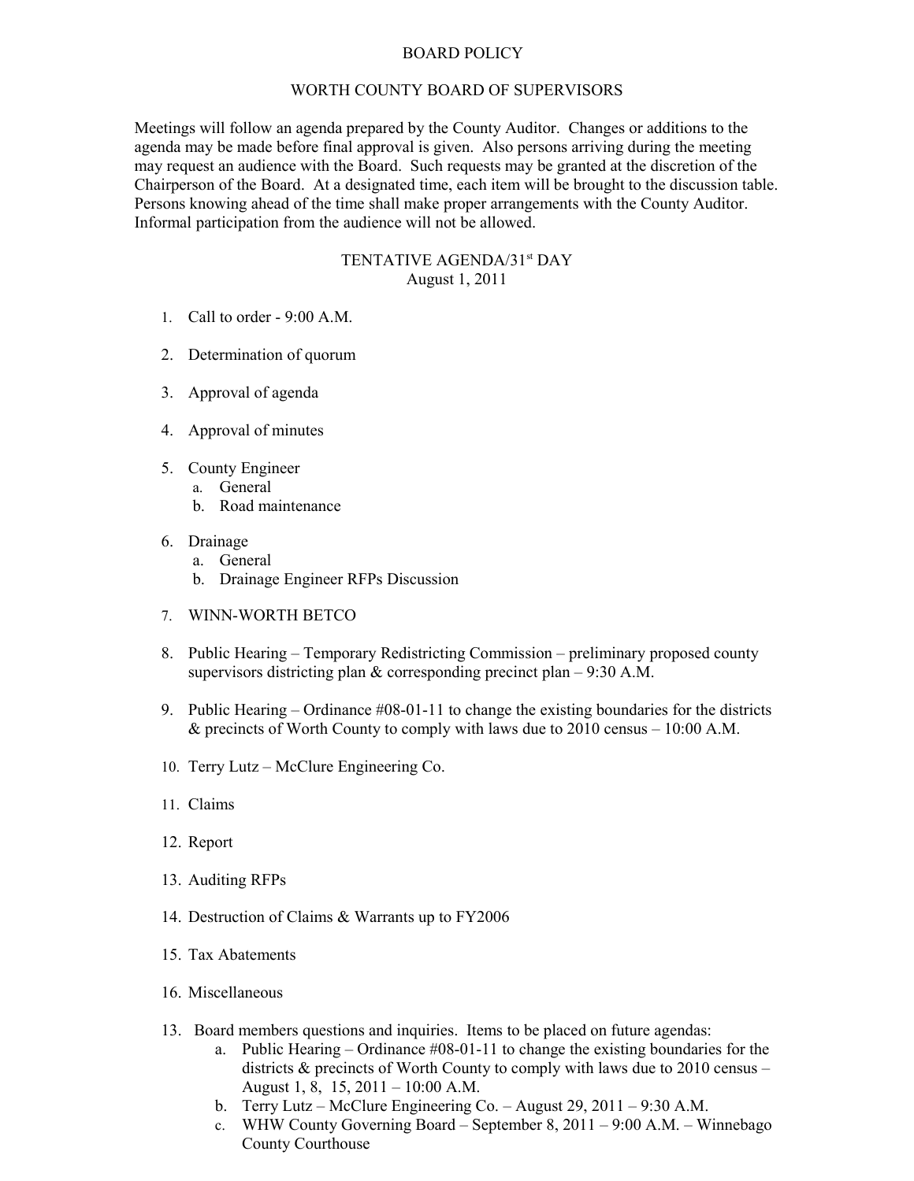# BOARD POLICY

## WORTH COUNTY BOARD OF SUPERVISORS

Meetings will follow an agenda prepared by the County Auditor. Changes or additions to the agenda may be made before final approval is given. Also persons arriving during the meeting may request an audience with the Board. Such requests may be granted at the discretion of the Chairperson of the Board. At a designated time, each item will be brought to the discussion table. Persons knowing ahead of the time shall make proper arrangements with the County Auditor. Informal participation from the audience will not be allowed.

### TENTATIVE AGENDA/31st DAY
August 1, 2011

1. Call to order - 9:00 A.M.

2. Determination of quorum

3. Approval of agenda

4. Approval of minutes

5. County Engineer
   a. General
   b. Road maintenance

6. Drainage
   a. General
   b. Drainage Engineer RFPs Discussion

7. WINN-WORTH BETCO

8. Public Hearing – Temporary Redistricting Commission – preliminary proposed county supervisors districting plan & corresponding precinct plan – 9:30 A.M.

9. Public Hearing – Ordinance #08-01-11 to change the existing boundaries for the districts & precincts of Worth County to comply with laws due to 2010 census – 10:00 A.M.

10. Terry Lutz – McClure Engineering Co.

11. Claims

12. Report

13. Auditing RFPs

14. Destruction of Claims & Warrants up to FY2006

15. Tax Abatements

16. Miscellaneous

13. Board members questions and inquiries. Items to be placed on future agendas:
    a. Public Hearing – Ordinance #08-01-11 to change the existing boundaries for the districts & precincts of Worth County to comply with laws due to 2010 census – August 1, 8, 15, 2011 – 10:00 A.M.
    b. Terry Lutz – McClure Engineering Co. – August 29, 2011 – 9:30 A.M.
    c. WHW County Governing Board – September 8, 2011 – 9:00 A.M. – Winnebago County Courthouse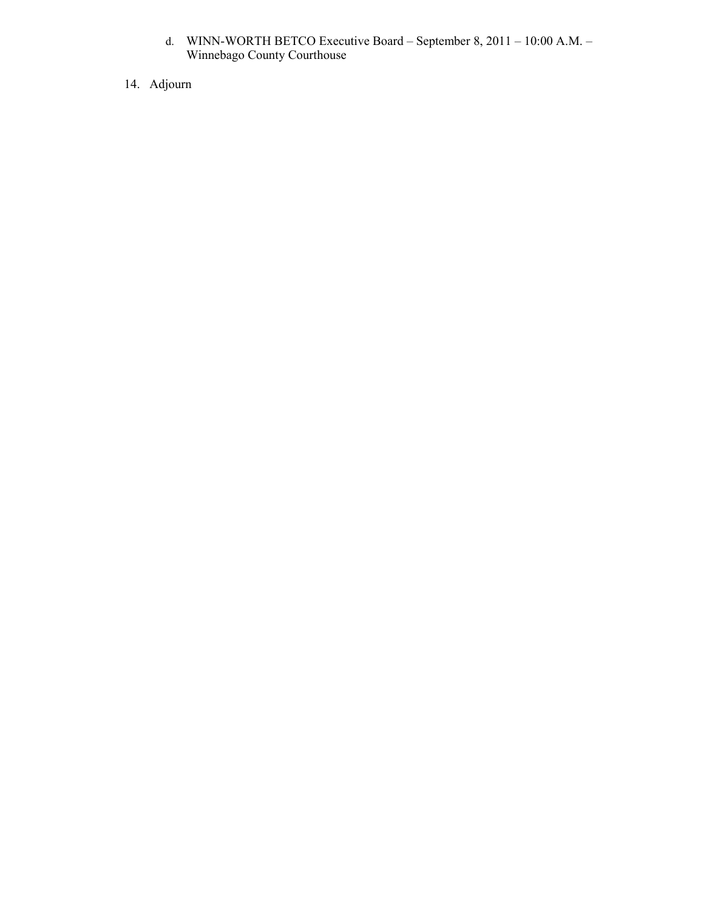d. WINN-WORTH BETCO Executive Board – September 8, 2011 – 10:00 A.M. – Winnebago County Courthouse

14. Adjourn